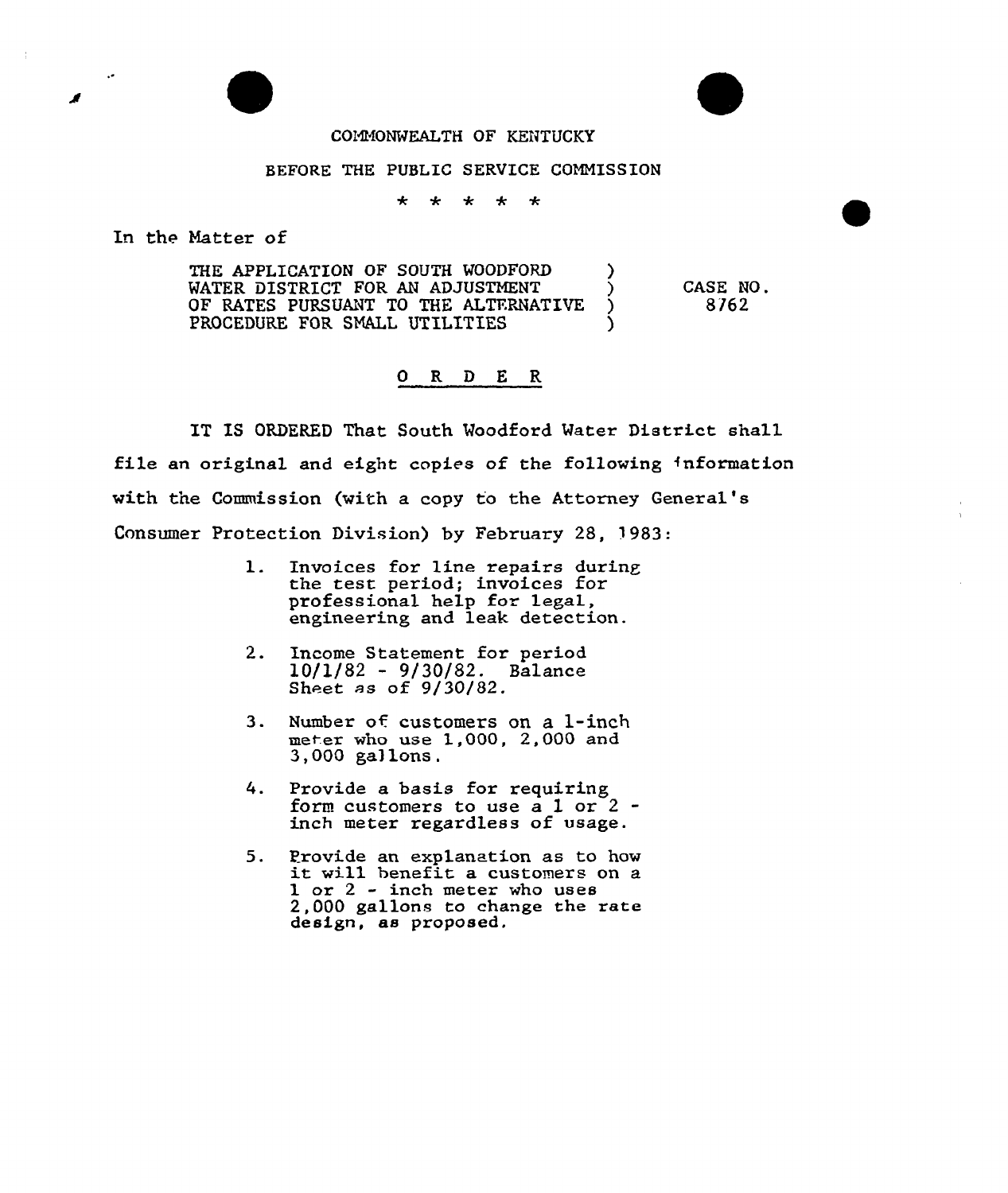COMMONWEALTH OF KENTUCKY

BEFORE THE PUBLIC SERVICE COMMISSION

\* \* \* \* \*

In the Matter of

THE APPLICATION OF SOUTH WOODFORD WATER DISTRICT FOR AN ADJUSTMENT OF RATES PURSUANT TO THE ALTERNATIVE PROCEDURE FOR SMALL UTILITIES ) CASE NO. 8762

# O R D E R

IT IS ORDERED That South Woodford Water District shall file an original and eight copies of the following information with the Commission (with a copy to the Attorney General's Consumer Protection Division) by February 28, 1983:

1. Invoices for line repairs during the test period; invoices for professional help for legal, engineering and leak detection.

2. Income Statement for period 10/1/82 - 9/30/82. Balance Sheet as of 9/30/82.

3. Number of customers on a 1-inch meter who use 1,000, 2,000 and 3,000 gallons.

4. Provide a basis for requiring form customers to use a 1 or 2 - inch meter regardless of usage.

5. Provide an explanation as to how it will benefit a customers on a 1 or 2 - inch meter who uses 2,000 gallons to change the rate design, as proposed.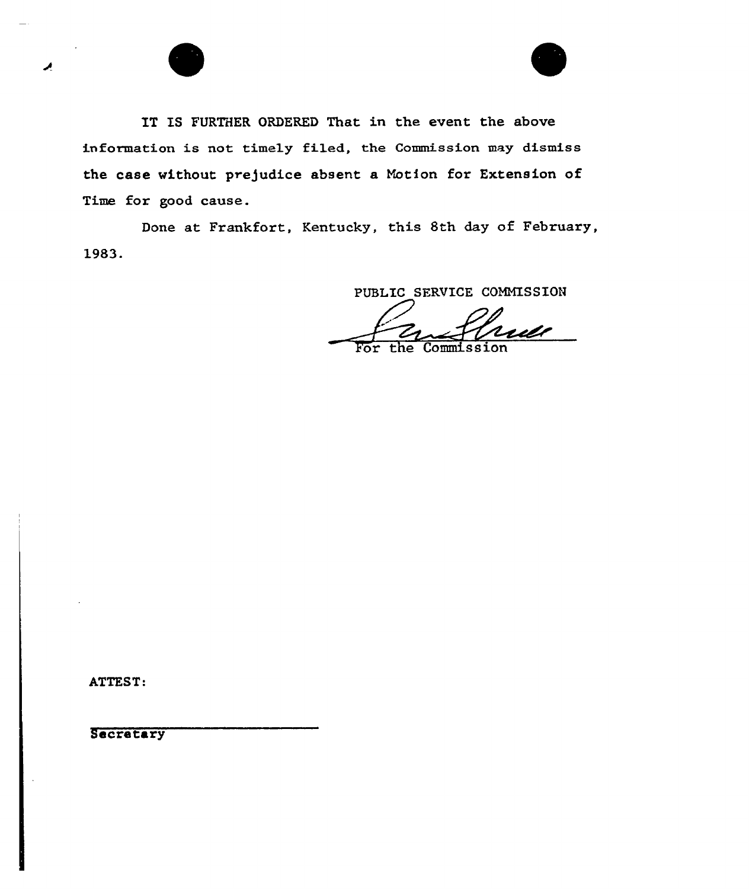IT IS FURTHER ORDERED That in the event the above information is not timely filed, the Commission may dismiss the case without prejudice absent a Motion for Extension of Time for good cause.

Done at Frankfort, Kentucky, this 8th day of February, 1983.

PUBLIC SERVICE COMMISSION

For the Commission

ATTEST:

Secretary